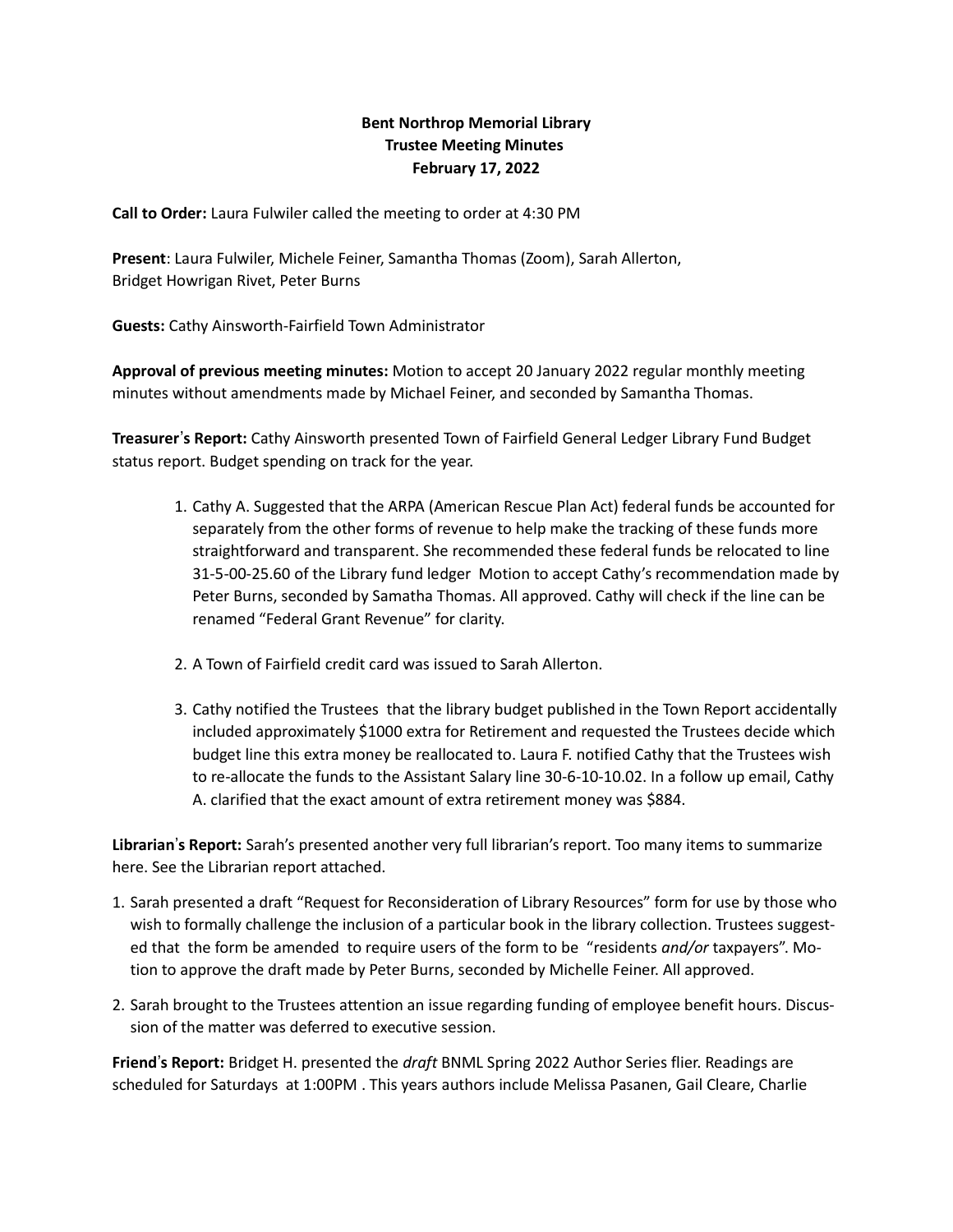**Bent Northrop Memorial Library**
**Trustee Meeting Minutes**
**February 17, 2022**

**Call to Order:** Laura Fulwiler called the meeting to order at 4:30 PM

**Present**: Laura Fulwiler, Michele Feiner, Samantha Thomas (Zoom), Sarah Allerton, Bridget Howrigan Rivet, Peter Burns

**Guests:** Cathy Ainsworth-Fairfield Town Administrator

**Approval of previous meeting minutes:** Motion to accept 20 January 2022 regular monthly meeting minutes without amendments made by Michael Feiner, and seconded by Samantha Thomas.

**Treasurer's Report:** Cathy Ainsworth presented Town of Fairfield General Ledger Library Fund Budget status report. Budget spending on track for the year.

1. Cathy A. Suggested that the ARPA (American Rescue Plan Act) federal funds be accounted for separately from the other forms of revenue to help make the tracking of these funds more straightforward and transparent. She recommended these federal funds be relocated to line 31-5-00-25.60 of the Library fund ledger Motion to accept Cathy's recommendation made by Peter Burns, seconded by Samatha Thomas. All approved. Cathy will check if the line can be renamed "Federal Grant Revenue" for clarity.

2. A Town of Fairfield credit card was issued to Sarah Allerton.

3. Cathy notified the Trustees that the library budget published in the Town Report accidentally included approximately $1000 extra for Retirement and requested the Trustees decide which budget line this extra money be reallocated to. Laura F. notified Cathy that the Trustees wish to re-allocate the funds to the Assistant Salary line 30-6-10-10.02. In a follow up email, Cathy A. clarified that the exact amount of extra retirement money was $884.

**Librarian's Report:** Sarah's presented another very full librarian's report. Too many items to summarize here. See the Librarian report attached.

1. Sarah presented a draft "Request for Reconsideration of Library Resources" form for use by those who wish to formally challenge the inclusion of a particular book in the library collection. Trustees suggested that the form be amended to require users of the form to be "residents *and/or* taxpayers". Motion to approve the draft made by Peter Burns, seconded by Michelle Feiner. All approved.

2. Sarah brought to the Trustees attention an issue regarding funding of employee benefit hours. Discussion of the matter was deferred to executive session.

**Friend's Report:** Bridget H. presented the *draft* BNML Spring 2022 Author Series flier. Readings are scheduled for Saturdays at 1:00PM . This years authors include Melissa Pasanen, Gail Cleare, Charlie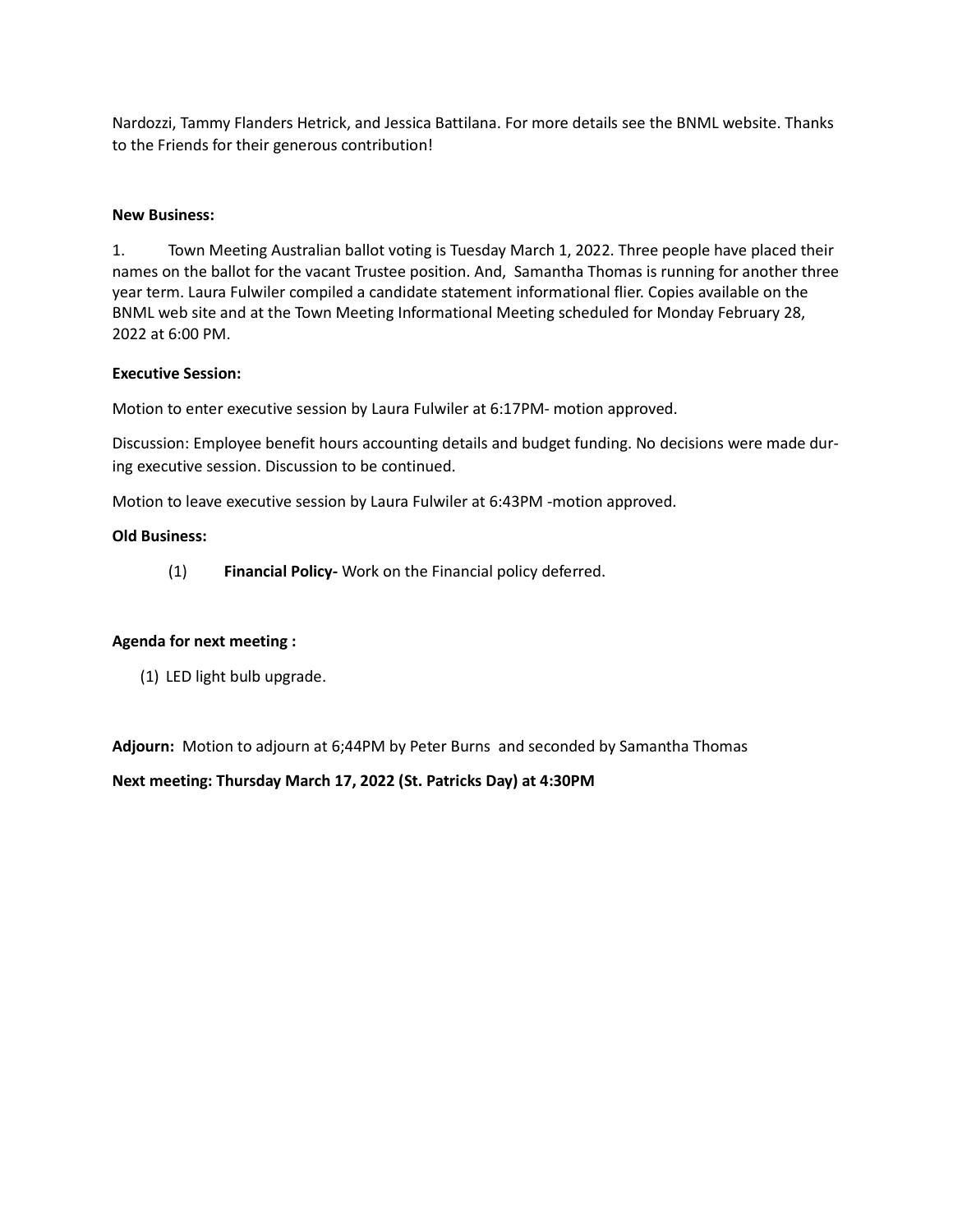Nardozzi, Tammy Flanders Hetrick, and Jessica Battilana. For more details see the BNML website. Thanks to the Friends for their generous contribution!

**New Business:**

1. Town Meeting Australian ballot voting is Tuesday March 1, 2022. Three people have placed their names on the ballot for the vacant Trustee position. And, Samantha Thomas is running for another three year term. Laura Fulwiler compiled a candidate statement informational flier. Copies available on the BNML web site and at the Town Meeting Informational Meeting scheduled for Monday February 28, 2022 at 6:00 PM.

**Executive Session:**

Motion to enter executive session by Laura Fulwiler at 6:17PM- motion approved.

Discussion: Employee benefit hours accounting details and budget funding. No decisions were made during executive session. Discussion to be continued.

Motion to leave executive session by Laura Fulwiler at 6:43PM -motion approved.

**Old Business:**

(1) **Financial Policy-** Work on the Financial policy deferred.

**Agenda for next meeting :**

(1) LED light bulb upgrade.

**Adjourn:** Motion to adjourn at 6;44PM by Peter Burns and seconded by Samantha Thomas

**Next meeting: Thursday March 17, 2022 (St. Patricks Day) at 4:30PM**